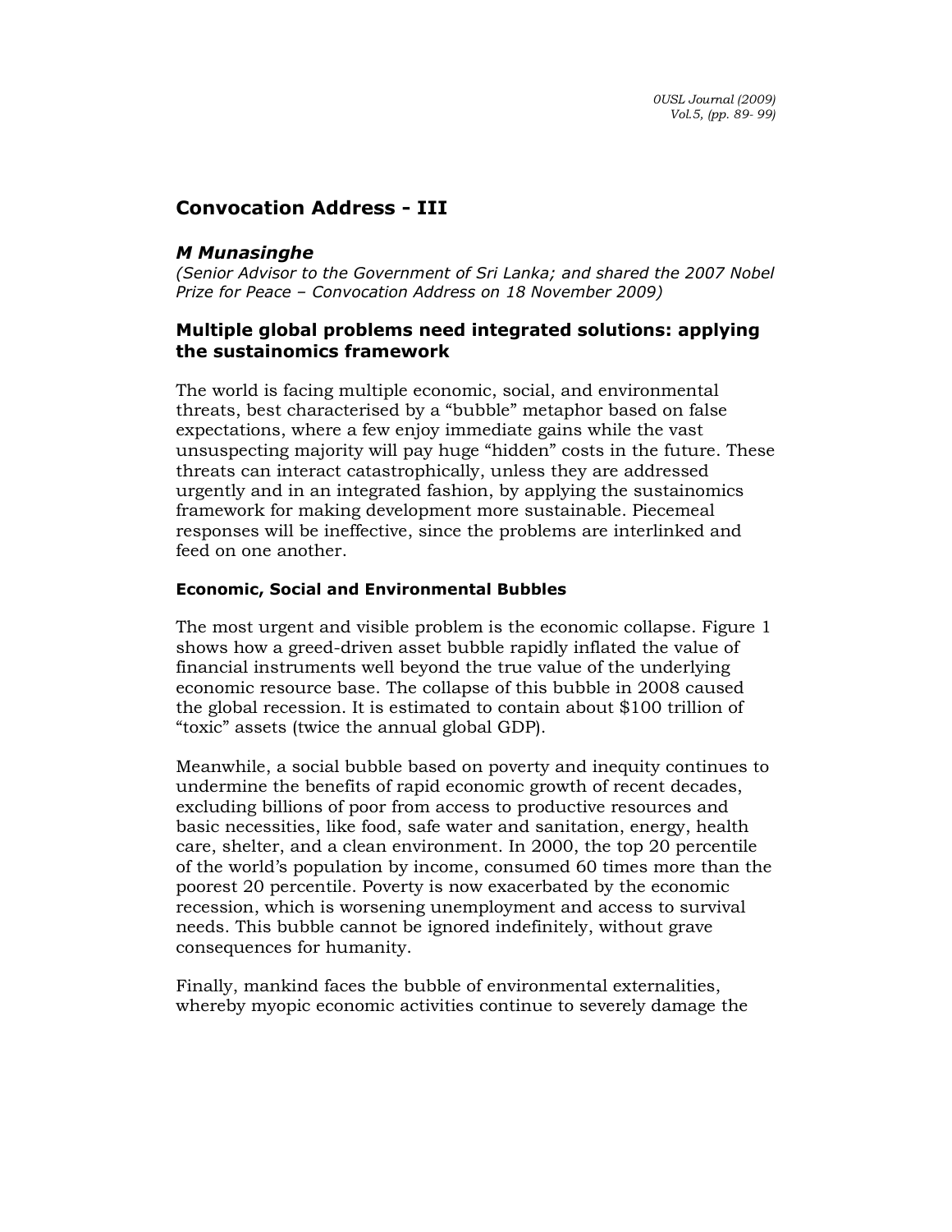# Convocation Address - III

***M Munasinghe***

*(Senior Advisor to the Government of Sri Lanka; and shared the 2007 Nobel Prize for Peace – Convocation Address on 18 November 2009)*

## Multiple global problems need integrated solutions: applying the sustainomics framework

The world is facing multiple economic, social, and environmental threats, best characterised by a "bubble" metaphor based on false expectations, where a few enjoy immediate gains while the vast unsuspecting majority will pay huge "hidden" costs in the future. These threats can interact catastrophically, unless they are addressed urgently and in an integrated fashion, by applying the sustainomics framework for making development more sustainable. Piecemeal responses will be ineffective, since the problems are interlinked and feed on one another.

### Economic, Social and Environmental Bubbles

The most urgent and visible problem is the economic collapse. Figure 1 shows how a greed-driven asset bubble rapidly inflated the value of financial instruments well beyond the true value of the underlying economic resource base. The collapse of this bubble in 2008 caused the global recession. It is estimated to contain about $100 trillion of "toxic" assets (twice the annual global GDP).

Meanwhile, a social bubble based on poverty and inequity continues to undermine the benefits of rapid economic growth of recent decades, excluding billions of poor from access to productive resources and basic necessities, like food, safe water and sanitation, energy, health care, shelter, and a clean environment. In 2000, the top 20 percentile of the world's population by income, consumed 60 times more than the poorest 20 percentile. Poverty is now exacerbated by the economic recession, which is worsening unemployment and access to survival needs. This bubble cannot be ignored indefinitely, without grave consequences for humanity.

Finally, mankind faces the bubble of environmental externalities, whereby myopic economic activities continue to severely damage the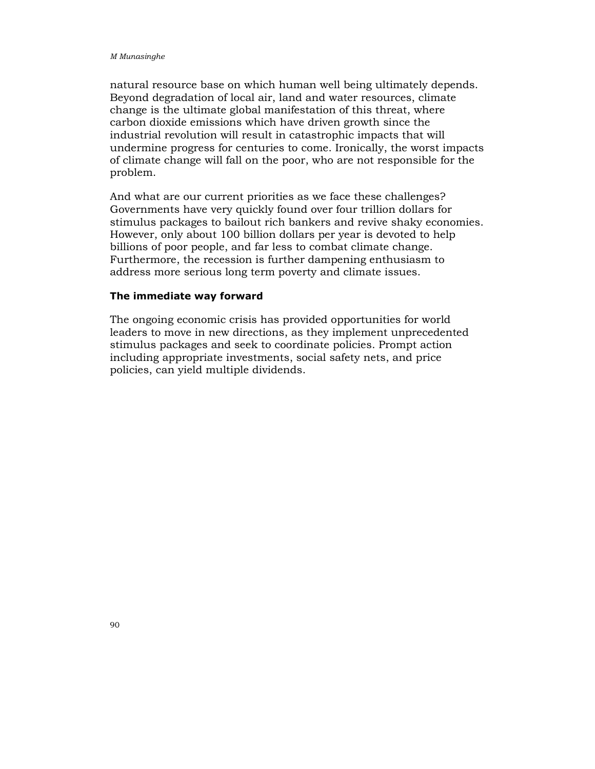natural resource base on which human well being ultimately depends. Beyond degradation of local air, land and water resources, climate change is the ultimate global manifestation of this threat, where carbon dioxide emissions which have driven growth since the industrial revolution will result in catastrophic impacts that will undermine progress for centuries to come. Ironically, the worst impacts of climate change will fall on the poor, who are not responsible for the problem.

And what are our current priorities as we face these challenges? Governments have very quickly found over four trillion dollars for stimulus packages to bailout rich bankers and revive shaky economies. However, only about 100 billion dollars per year is devoted to help billions of poor people, and far less to combat climate change. Furthermore, the recession is further dampening enthusiasm to address more serious long term poverty and climate issues.

### The immediate way forward

The ongoing economic crisis has provided opportunities for world leaders to move in new directions, as they implement unprecedented stimulus packages and seek to coordinate policies. Prompt action including appropriate investments, social safety nets, and price policies, can yield multiple dividends.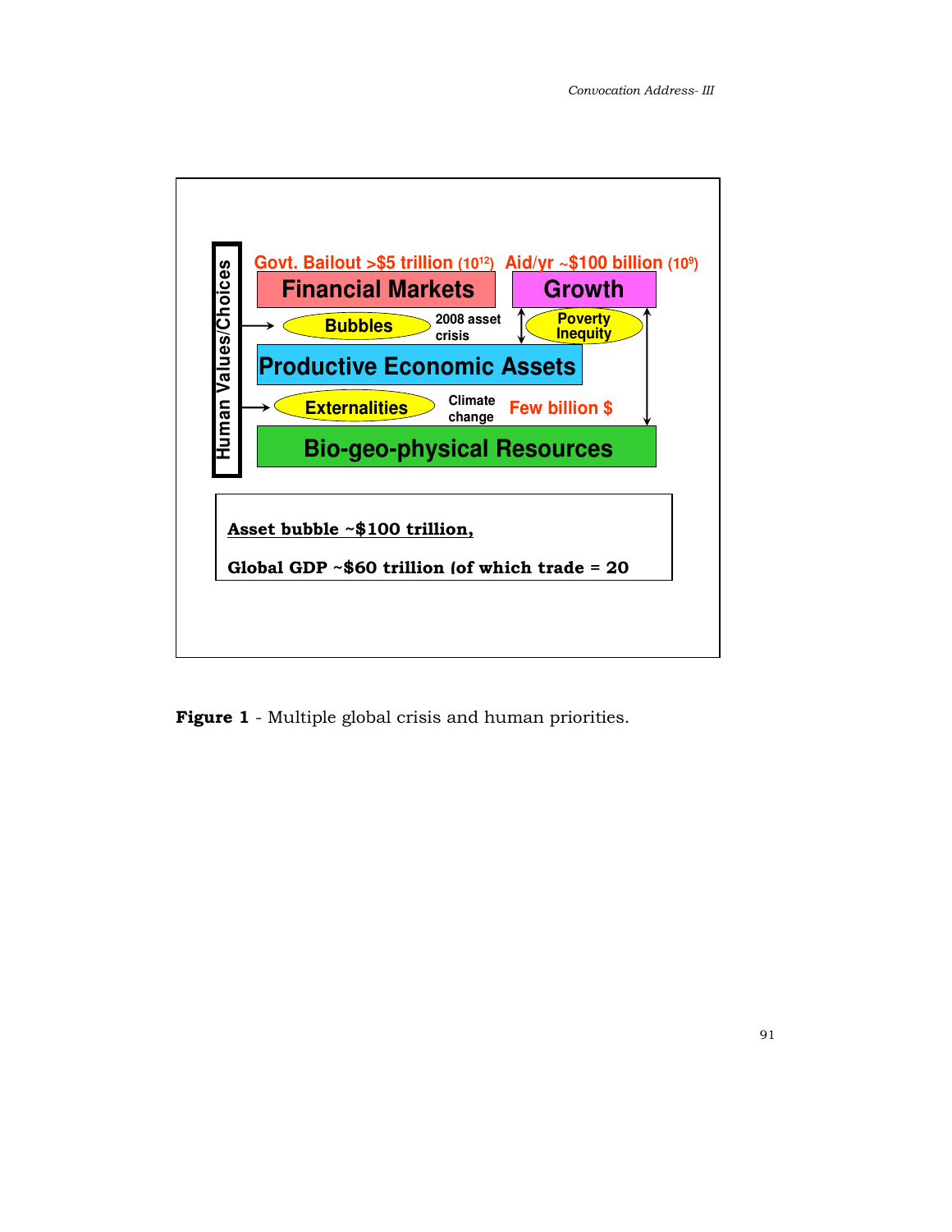Human Values/Choices

Govt. Bailout >\$5 trillion ($10^{12}$)

Aid/yr ~\$100 billion ($10^{9}$)

**Financial Markets**

**Growth**

Bubbles — 2008 asset crisis

Poverty Inequity

**Productive Economic Assets**

Externalities — Climate change

Few billion \$

**Bio-geo-physical Resources**

**Asset bubble ~\$100 trillion,**

**Global GDP ~\$60 trillion (of which trade = 20**

**Figure 1** - Multiple global crisis and human priorities.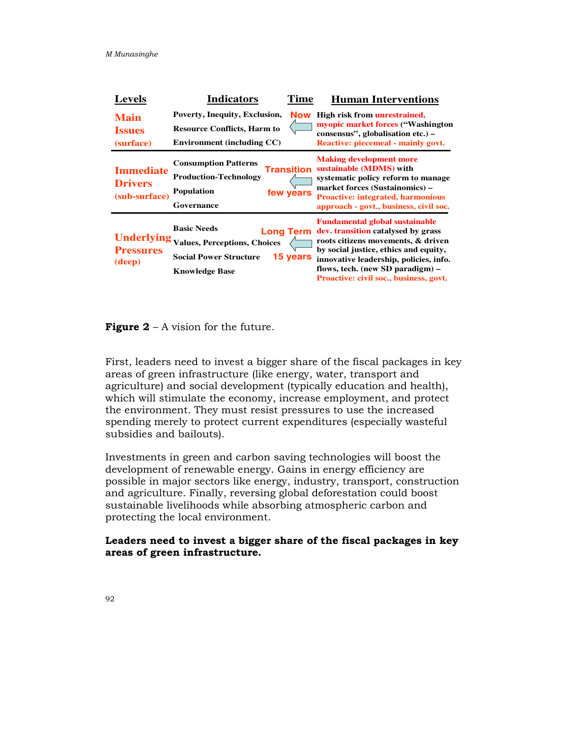| Levels | Indicators | Time | Human Interventions |
| --- | --- | --- | --- |
| **Main Issues (surface)** | Poverty, Inequity, Exclusion, Resource Conflicts, Harm to Environment (including CC) | Now ⇦ | High risk from unrestrained, myopic market forces ("Washington consensus", globalisation etc.) – Reactive: piecemeal - mainly govt. |
| **Immediate Drivers (sub-surface)** | Consumption Patterns<br>Production-Technology<br>Population<br>Governance | Transition ⇦ few years | Making development more sustainable (MDMS) with systematic policy reform to manage market forces (Sustainomics) – Proactive: integrated, harmonious approach - govt., business, civil soc. |
| **Underlying Pressures (deep)** | Basic Needs<br>Values, Perceptions, Choices<br>Social Power Structure<br>Knowledge Base | Long Term ⇦ 15 years | Fundamental global sustainable dev. transition catalysed by grass roots citizens movements, & driven by social justice, ethics and equity, innovative leadership, policies, info. flows, tech. (new SD paradigm) – Proactive: civil soc., business, govt. |

**Figure 2** – A vision for the future.

First, leaders need to invest a bigger share of the fiscal packages in key areas of green infrastructure (like energy, water, transport and agriculture) and social development (typically education and health), which will stimulate the economy, increase employment, and protect the environment. They must resist pressures to use the increased spending merely to protect current expenditures (especially wasteful subsidies and bailouts).

Investments in green and carbon saving technologies will boost the development of renewable energy. Gains in energy efficiency are possible in major sectors like energy, industry, transport, construction and agriculture. Finally, reversing global deforestation could boost sustainable livelihoods while absorbing atmospheric carbon and protecting the local environment.

**Leaders need to invest a bigger share of the fiscal packages in key areas of green infrastructure.**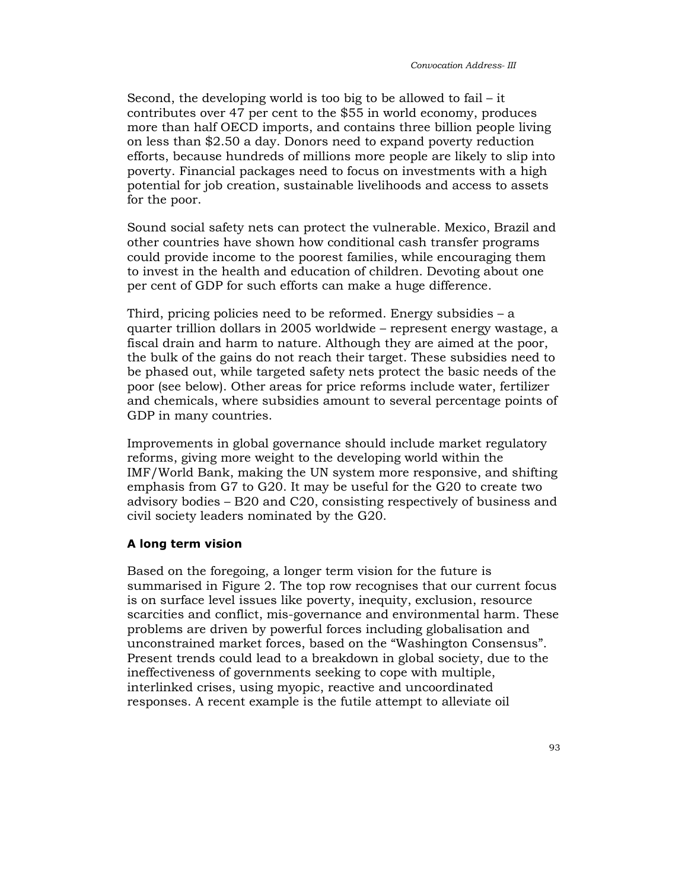Second, the developing world is too big to be allowed to fail – it contributes over 47 per cent to the $55 in world economy, produces more than half OECD imports, and contains three billion people living on less than $2.50 a day. Donors need to expand poverty reduction efforts, because hundreds of millions more people are likely to slip into poverty. Financial packages need to focus on investments with a high potential for job creation, sustainable livelihoods and access to assets for the poor.

Sound social safety nets can protect the vulnerable. Mexico, Brazil and other countries have shown how conditional cash transfer programs could provide income to the poorest families, while encouraging them to invest in the health and education of children. Devoting about one per cent of GDP for such efforts can make a huge difference.

Third, pricing policies need to be reformed. Energy subsidies – a quarter trillion dollars in 2005 worldwide – represent energy wastage, a fiscal drain and harm to nature. Although they are aimed at the poor, the bulk of the gains do not reach their target. These subsidies need to be phased out, while targeted safety nets protect the basic needs of the poor (see below). Other areas for price reforms include water, fertilizer and chemicals, where subsidies amount to several percentage points of GDP in many countries.

Improvements in global governance should include market regulatory reforms, giving more weight to the developing world within the IMF/World Bank, making the UN system more responsive, and shifting emphasis from G7 to G20. It may be useful for the G20 to create two advisory bodies – B20 and C20, consisting respectively of business and civil society leaders nominated by the G20.

**A long term vision**

Based on the foregoing, a longer term vision for the future is summarised in Figure 2. The top row recognises that our current focus is on surface level issues like poverty, inequity, exclusion, resource scarcities and conflict, mis-governance and environmental harm. These problems are driven by powerful forces including globalisation and unconstrained market forces, based on the "Washington Consensus". Present trends could lead to a breakdown in global society, due to the ineffectiveness of governments seeking to cope with multiple, interlinked crises, using myopic, reactive and uncoordinated responses. A recent example is the futile attempt to alleviate oil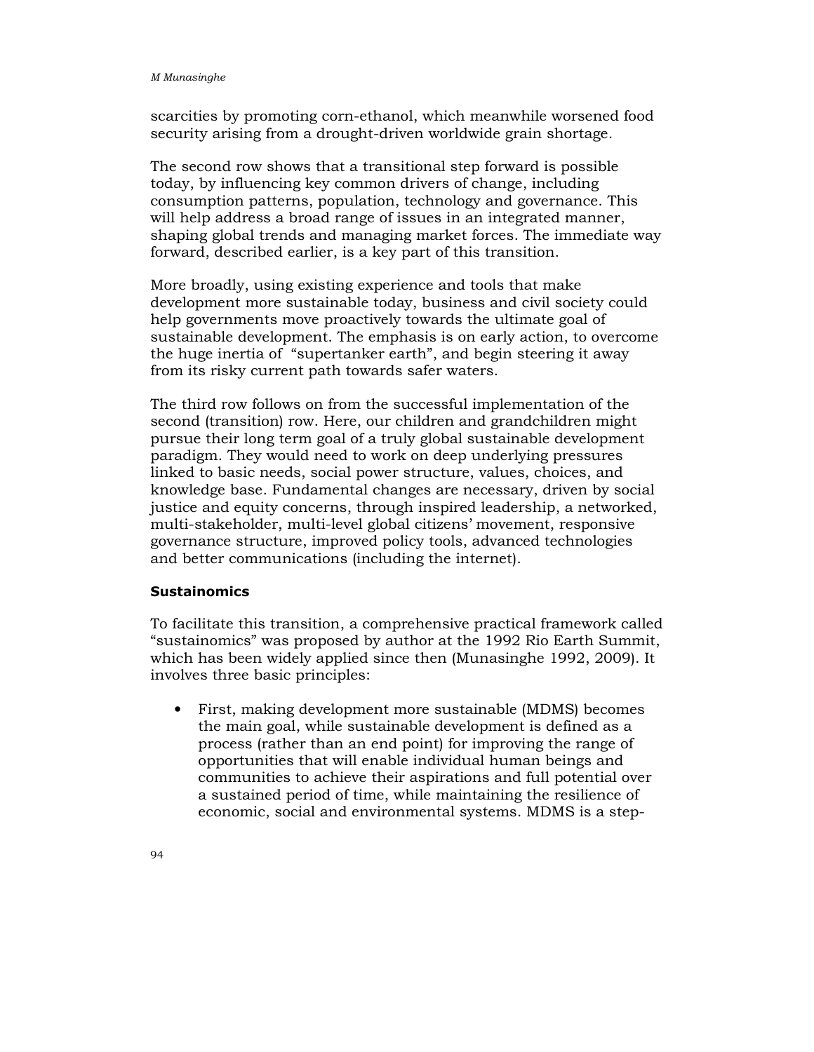scarcities by promoting corn-ethanol, which meanwhile worsened food security arising from a drought-driven worldwide grain shortage.

The second row shows that a transitional step forward is possible today, by influencing key common drivers of change, including consumption patterns, population, technology and governance. This will help address a broad range of issues in an integrated manner, shaping global trends and managing market forces. The immediate way forward, described earlier, is a key part of this transition.

More broadly, using existing experience and tools that make development more sustainable today, business and civil society could help governments move proactively towards the ultimate goal of sustainable development. The emphasis is on early action, to overcome the huge inertia of "supertanker earth", and begin steering it away from its risky current path towards safer waters.

The third row follows on from the successful implementation of the second (transition) row. Here, our children and grandchildren might pursue their long term goal of a truly global sustainable development paradigm. They would need to work on deep underlying pressures linked to basic needs, social power structure, values, choices, and knowledge base. Fundamental changes are necessary, driven by social justice and equity concerns, through inspired leadership, a networked, multi-stakeholder, multi-level global citizens' movement, responsive governance structure, improved policy tools, advanced technologies and better communications (including the internet).

## Sustainomics

To facilitate this transition, a comprehensive practical framework called "sustainomics" was proposed by author at the 1992 Rio Earth Summit, which has been widely applied since then (Munasinghe 1992, 2009). It involves three basic principles:

- First, making development more sustainable (MDMS) becomes the main goal, while sustainable development is defined as a process (rather than an end point) for improving the range of opportunities that will enable individual human beings and communities to achieve their aspirations and full potential over a sustained period of time, while maintaining the resilience of economic, social and environmental systems. MDMS is a step-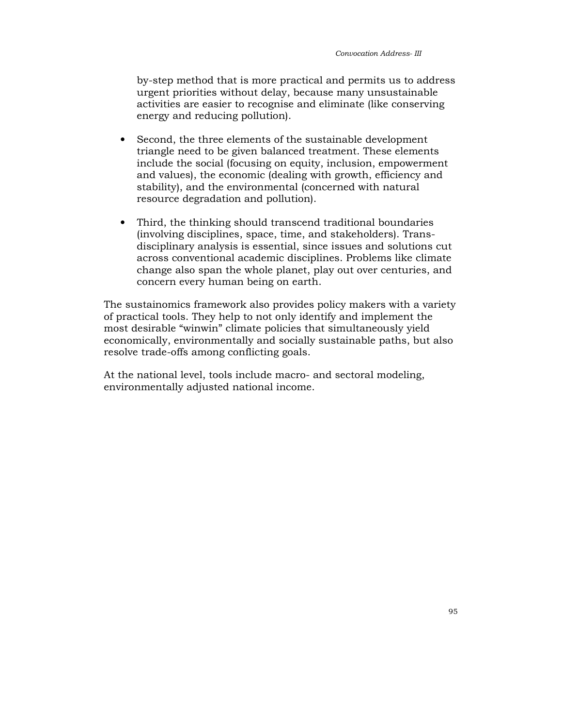by-step method that is more practical and permits us to address urgent priorities without delay, because many unsustainable activities are easier to recognise and eliminate (like conserving energy and reducing pollution).

- Second, the three elements of the sustainable development triangle need to be given balanced treatment. These elements include the social (focusing on equity, inclusion, empowerment and values), the economic (dealing with growth, efficiency and stability), and the environmental (concerned with natural resource degradation and pollution).
- Third, the thinking should transcend traditional boundaries (involving disciplines, space, time, and stakeholders). Trans-disciplinary analysis is essential, since issues and solutions cut across conventional academic disciplines. Problems like climate change also span the whole planet, play out over centuries, and concern every human being on earth.

The sustainomics framework also provides policy makers with a variety of practical tools. They help to not only identify and implement the most desirable "winwin" climate policies that simultaneously yield economically, environmentally and socially sustainable paths, but also resolve trade-offs among conflicting goals.

At the national level, tools include macro- and sectoral modeling, environmentally adjusted national income.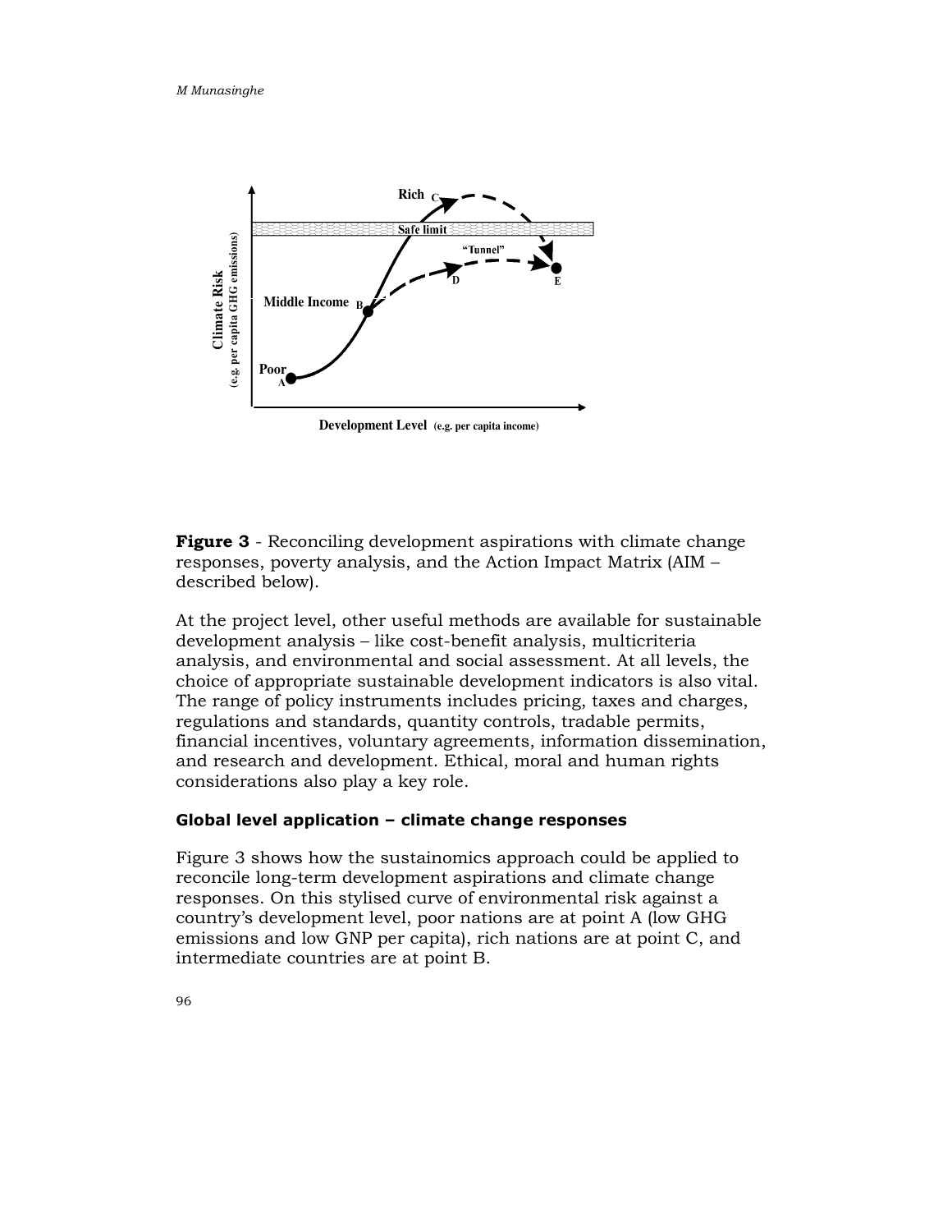**Figure 3** - Reconciling development aspirations with climate change responses, poverty analysis, and the Action Impact Matrix (AIM – described below).

At the project level, other useful methods are available for sustainable development analysis – like cost-benefit analysis, multicriteria analysis, and environmental and social assessment. At all levels, the choice of appropriate sustainable development indicators is also vital. The range of policy instruments includes pricing, taxes and charges, regulations and standards, quantity controls, tradable permits, financial incentives, voluntary agreements, information dissemination, and research and development. Ethical, moral and human rights considerations also play a key role.

### Global level application – climate change responses

Figure 3 shows how the sustainomics approach could be applied to reconcile long-term development aspirations and climate change responses. On this stylised curve of environmental risk against a country's development level, poor nations are at point A (low GHG emissions and low GNP per capita), rich nations are at point C, and intermediate countries are at point B.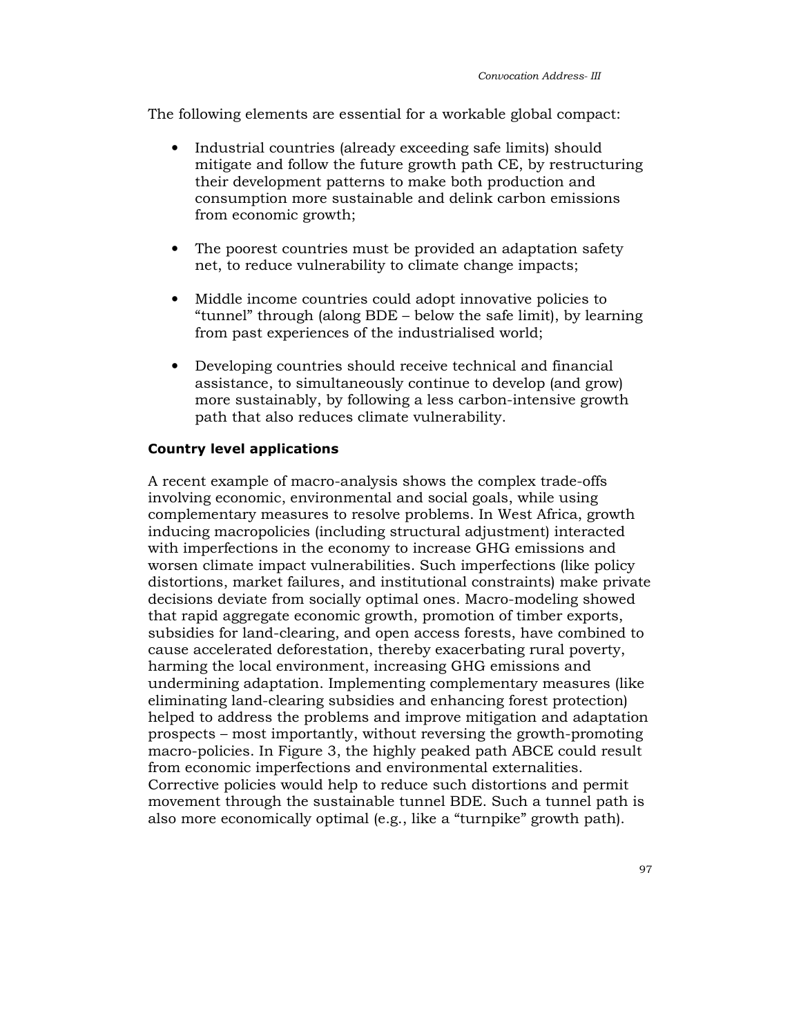The following elements are essential for a workable global compact:

- Industrial countries (already exceeding safe limits) should mitigate and follow the future growth path CE, by restructuring their development patterns to make both production and consumption more sustainable and delink carbon emissions from economic growth;

- The poorest countries must be provided an adaptation safety net, to reduce vulnerability to climate change impacts;

- Middle income countries could adopt innovative policies to "tunnel" through (along BDE – below the safe limit), by learning from past experiences of the industrialised world;

- Developing countries should receive technical and financial assistance, to simultaneously continue to develop (and grow) more sustainably, by following a less carbon-intensive growth path that also reduces climate vulnerability.

**Country level applications**

A recent example of macro-analysis shows the complex trade-offs involving economic, environmental and social goals, while using complementary measures to resolve problems. In West Africa, growth inducing macropolicies (including structural adjustment) interacted with imperfections in the economy to increase GHG emissions and worsen climate impact vulnerabilities. Such imperfections (like policy distortions, market failures, and institutional constraints) make private decisions deviate from socially optimal ones. Macro-modeling showed that rapid aggregate economic growth, promotion of timber exports, subsidies for land-clearing, and open access forests, have combined to cause accelerated deforestation, thereby exacerbating rural poverty, harming the local environment, increasing GHG emissions and undermining adaptation. Implementing complementary measures (like eliminating land-clearing subsidies and enhancing forest protection) helped to address the problems and improve mitigation and adaptation prospects – most importantly, without reversing the growth-promoting macro-policies. In Figure 3, the highly peaked path ABCE could result from economic imperfections and environmental externalities. Corrective policies would help to reduce such distortions and permit movement through the sustainable tunnel BDE. Such a tunnel path is also more economically optimal (e.g., like a "turnpike" growth path).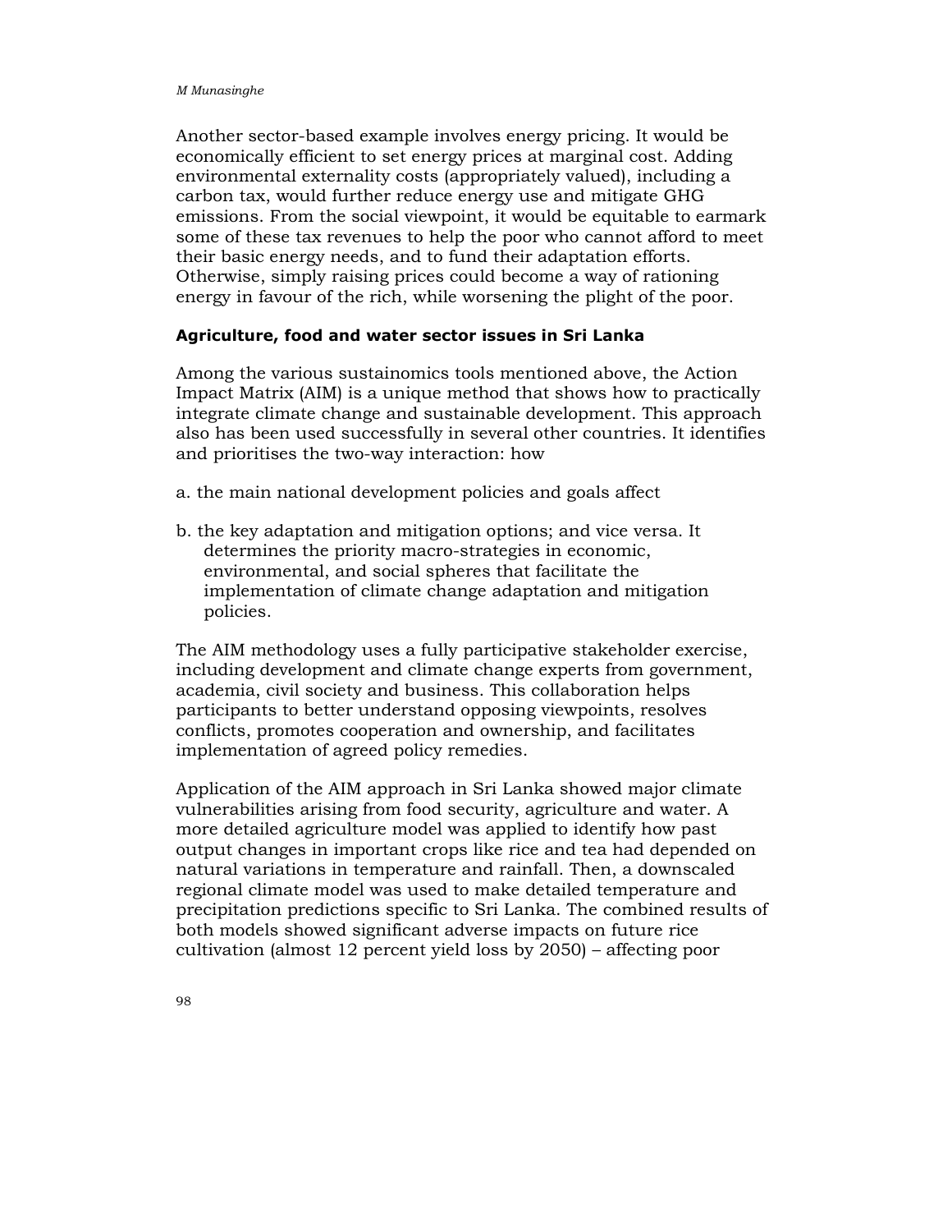Another sector-based example involves energy pricing. It would be economically efficient to set energy prices at marginal cost. Adding environmental externality costs (appropriately valued), including a carbon tax, would further reduce energy use and mitigate GHG emissions. From the social viewpoint, it would be equitable to earmark some of these tax revenues to help the poor who cannot afford to meet their basic energy needs, and to fund their adaptation efforts. Otherwise, simply raising prices could become a way of rationing energy in favour of the rich, while worsening the plight of the poor.

### Agriculture, food and water sector issues in Sri Lanka

Among the various sustainomics tools mentioned above, the Action Impact Matrix (AIM) is a unique method that shows how to practically integrate climate change and sustainable development. This approach also has been used successfully in several other countries. It identifies and prioritises the two-way interaction: how

a. the main national development policies and goals affect

b. the key adaptation and mitigation options; and vice versa. It determines the priority macro-strategies in economic, environmental, and social spheres that facilitate the implementation of climate change adaptation and mitigation policies.

The AIM methodology uses a fully participative stakeholder exercise, including development and climate change experts from government, academia, civil society and business. This collaboration helps participants to better understand opposing viewpoints, resolves conflicts, promotes cooperation and ownership, and facilitates implementation of agreed policy remedies.

Application of the AIM approach in Sri Lanka showed major climate vulnerabilities arising from food security, agriculture and water. A more detailed agriculture model was applied to identify how past output changes in important crops like rice and tea had depended on natural variations in temperature and rainfall. Then, a downscaled regional climate model was used to make detailed temperature and precipitation predictions specific to Sri Lanka. The combined results of both models showed significant adverse impacts on future rice cultivation (almost 12 percent yield loss by 2050) – affecting poor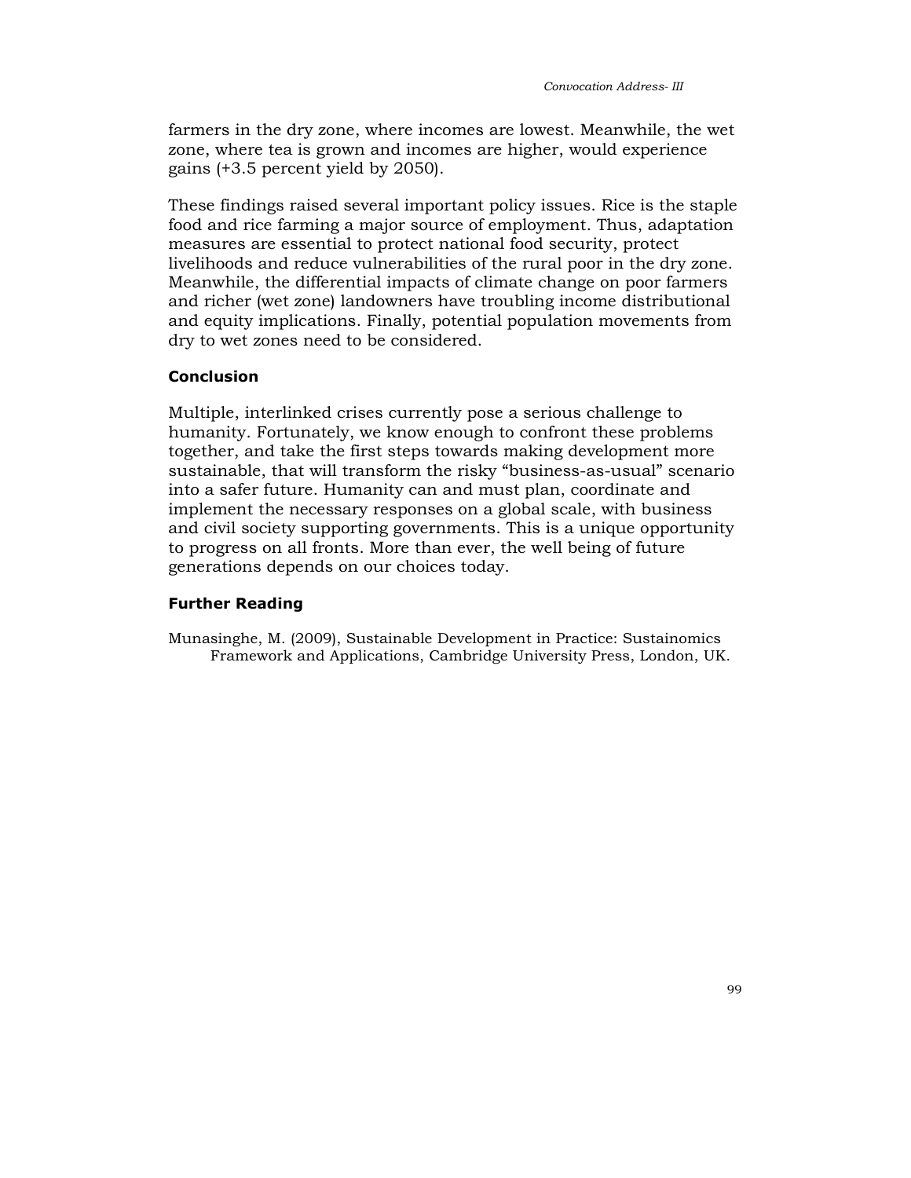farmers in the dry zone, where incomes are lowest. Meanwhile, the wet zone, where tea is grown and incomes are higher, would experience gains (+3.5 percent yield by 2050).

These findings raised several important policy issues. Rice is the staple food and rice farming a major source of employment. Thus, adaptation measures are essential to protect national food security, protect livelihoods and reduce vulnerabilities of the rural poor in the dry zone. Meanwhile, the differential impacts of climate change on poor farmers and richer (wet zone) landowners have troubling income distributional and equity implications. Finally, potential population movements from dry to wet zones need to be considered.

### Conclusion

Multiple, interlinked crises currently pose a serious challenge to humanity. Fortunately, we know enough to confront these problems together, and take the first steps towards making development more sustainable, that will transform the risky "business-as-usual" scenario into a safer future. Humanity can and must plan, coordinate and implement the necessary responses on a global scale, with business and civil society supporting governments. This is a unique opportunity to progress on all fronts. More than ever, the well being of future generations depends on our choices today.

### Further Reading

Munasinghe, M. (2009), Sustainable Development in Practice: Sustainomics Framework and Applications, Cambridge University Press, London, UK.